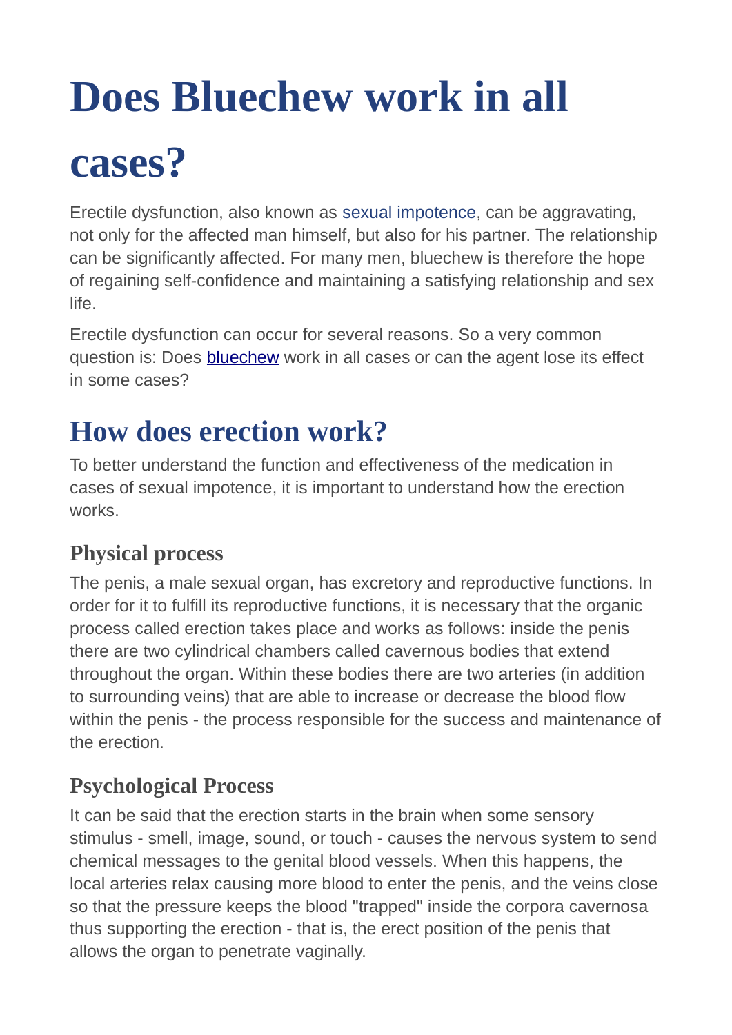# Does Bluechew work in all cases?

Erectile dysfunction, also known as sexual impotence, can be aggravating, not only for the affected man himself, but also for his partner. The relationship can be significantly affected. For many men, bluechew is therefore the hope of regaining self-confidence and maintaining a satisfying relationship and sex life.

Erectile dysfunction can occur for several reasons. So a very common question is: Does bluechew work in all cases or can the agent lose its effect in some cases?

## How does erection work?

To better understand the function and effectiveness of the medication in cases of sexual impotence, it is important to understand how the erection works.

### Physical process

The penis, a male sexual organ, has excretory and reproductive functions. In order for it to fulfill its reproductive functions, it is necessary that the organic process called erection takes place and works as follows: inside the penis there are two cylindrical chambers called cavernous bodies that extend throughout the organ. Within these bodies there are two arteries (in addition to surrounding veins) that are able to increase or decrease the blood flow within the penis - the process responsible for the success and maintenance of the erection.

### Psychological Process

It can be said that the erection starts in the brain when some sensory stimulus - smell, image, sound, or touch - causes the nervous system to send chemical messages to the genital blood vessels. When this happens, the local arteries relax causing more blood to enter the penis, and the veins close so that the pressure keeps the blood "trapped" inside the corpora cavernosa thus supporting the erection - that is, the erect position of the penis that allows the organ to penetrate vaginally.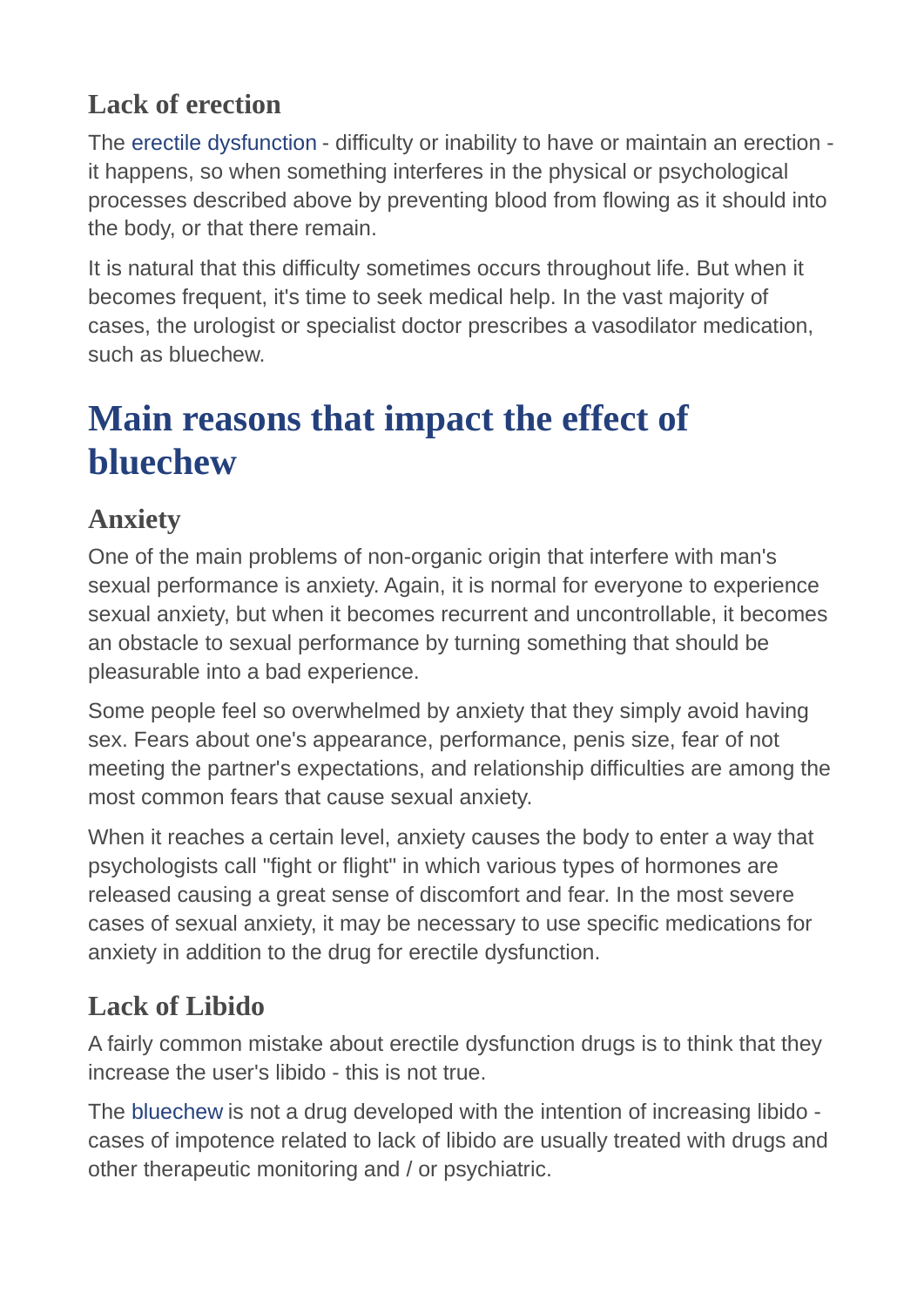### Lack of erection

The erectile dysfunction - difficulty or inability to have or maintain an erection - it happens, so when something interferes in the physical or psychological processes described above by preventing blood from flowing as it should into the body, or that there remain.

It is natural that this difficulty sometimes occurs throughout life. But when it becomes frequent, it's time to seek medical help. In the vast majority of cases, the urologist or specialist doctor prescribes a vasodilator medication, such as bluechew.

## Main reasons that impact the effect of bluechew

### Anxiety

One of the main problems of non-organic origin that interfere with man's sexual performance is anxiety. Again, it is normal for everyone to experience sexual anxiety, but when it becomes recurrent and uncontrollable, it becomes an obstacle to sexual performance by turning something that should be pleasurable into a bad experience.

Some people feel so overwhelmed by anxiety that they simply avoid having sex. Fears about one's appearance, performance, penis size, fear of not meeting the partner's expectations, and relationship difficulties are among the most common fears that cause sexual anxiety.

When it reaches a certain level, anxiety causes the body to enter a way that psychologists call "fight or flight" in which various types of hormones are released causing a great sense of discomfort and fear. In the most severe cases of sexual anxiety, it may be necessary to use specific medications for anxiety in addition to the drug for erectile dysfunction.

### Lack of Libido

A fairly common mistake about erectile dysfunction drugs is to think that they increase the user's libido - this is not true.

The bluechew is not a drug developed with the intention of increasing libido - cases of impotence related to lack of libido are usually treated with drugs and other therapeutic monitoring and / or psychiatric.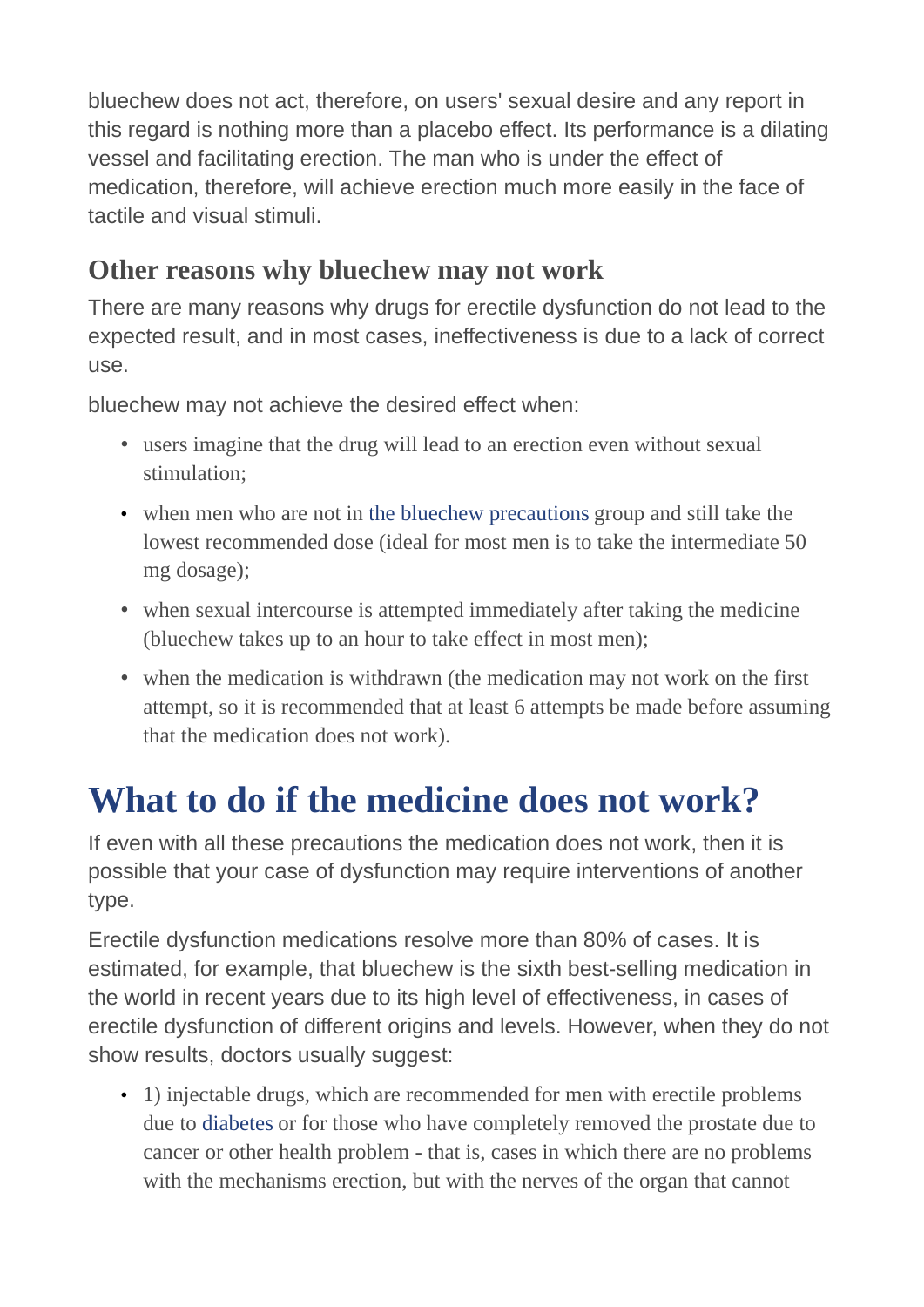bluechew does not act, therefore, on users' sexual desire and any report in this regard is nothing more than a placebo effect. Its performance is a dilating vessel and facilitating erection. The man who is under the effect of medication, therefore, will achieve erection much more easily in the face of tactile and visual stimuli.

### Other reasons why bluechew may not work

There are many reasons why drugs for erectile dysfunction do not lead to the expected result, and in most cases, ineffectiveness is due to a lack of correct use.

bluechew may not achieve the desired effect when:

- users imagine that the drug will lead to an erection even without sexual stimulation;
- when men who are not in the bluechew precautions group and still take the lowest recommended dose (ideal for most men is to take the intermediate 50 mg dosage);
- when sexual intercourse is attempted immediately after taking the medicine (bluechew takes up to an hour to take effect in most men);
- when the medication is withdrawn (the medication may not work on the first attempt, so it is recommended that at least 6 attempts be made before assuming that the medication does not work).

## What to do if the medicine does not work?

If even with all these precautions the medication does not work, then it is possible that your case of dysfunction may require interventions of another type.

Erectile dysfunction medications resolve more than 80% of cases. It is estimated, for example, that bluechew is the sixth best-selling medication in the world in recent years due to its high level of effectiveness, in cases of erectile dysfunction of different origins and levels. However, when they do not show results, doctors usually suggest:

- 1) injectable drugs, which are recommended for men with erectile problems due to diabetes or for those who have completely removed the prostate due to cancer or other health problem - that is, cases in which there are no problems with the mechanisms erection, but with the nerves of the organ that cannot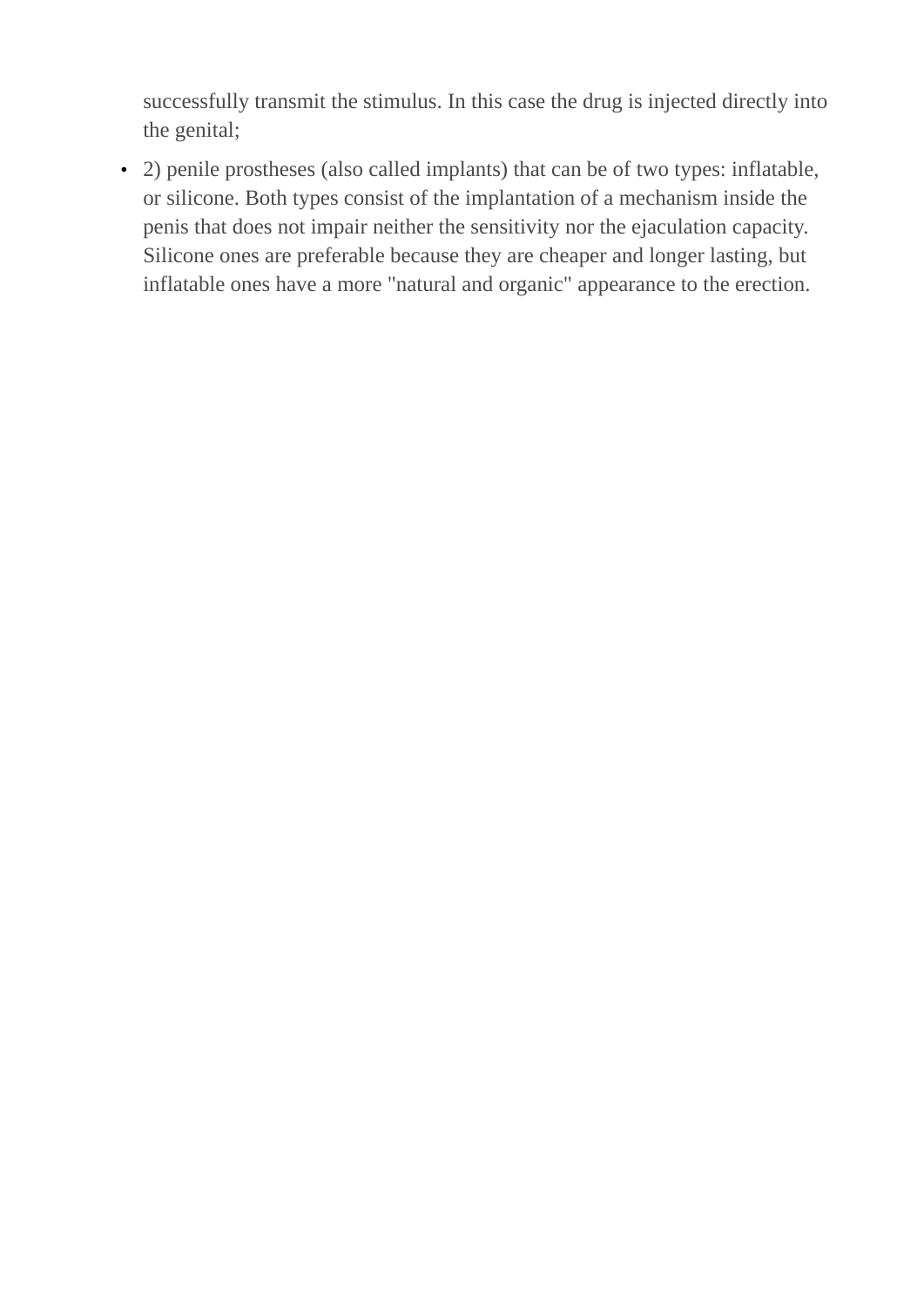successfully transmit the stimulus. In this case the drug is injected directly into the genital;

- 2) penile prostheses (also called implants) that can be of two types: inflatable, or silicone. Both types consist of the implantation of a mechanism inside the penis that does not impair neither the sensitivity nor the ejaculation capacity. Silicone ones are preferable because they are cheaper and longer lasting, but inflatable ones have a more "natural and organic" appearance to the erection.